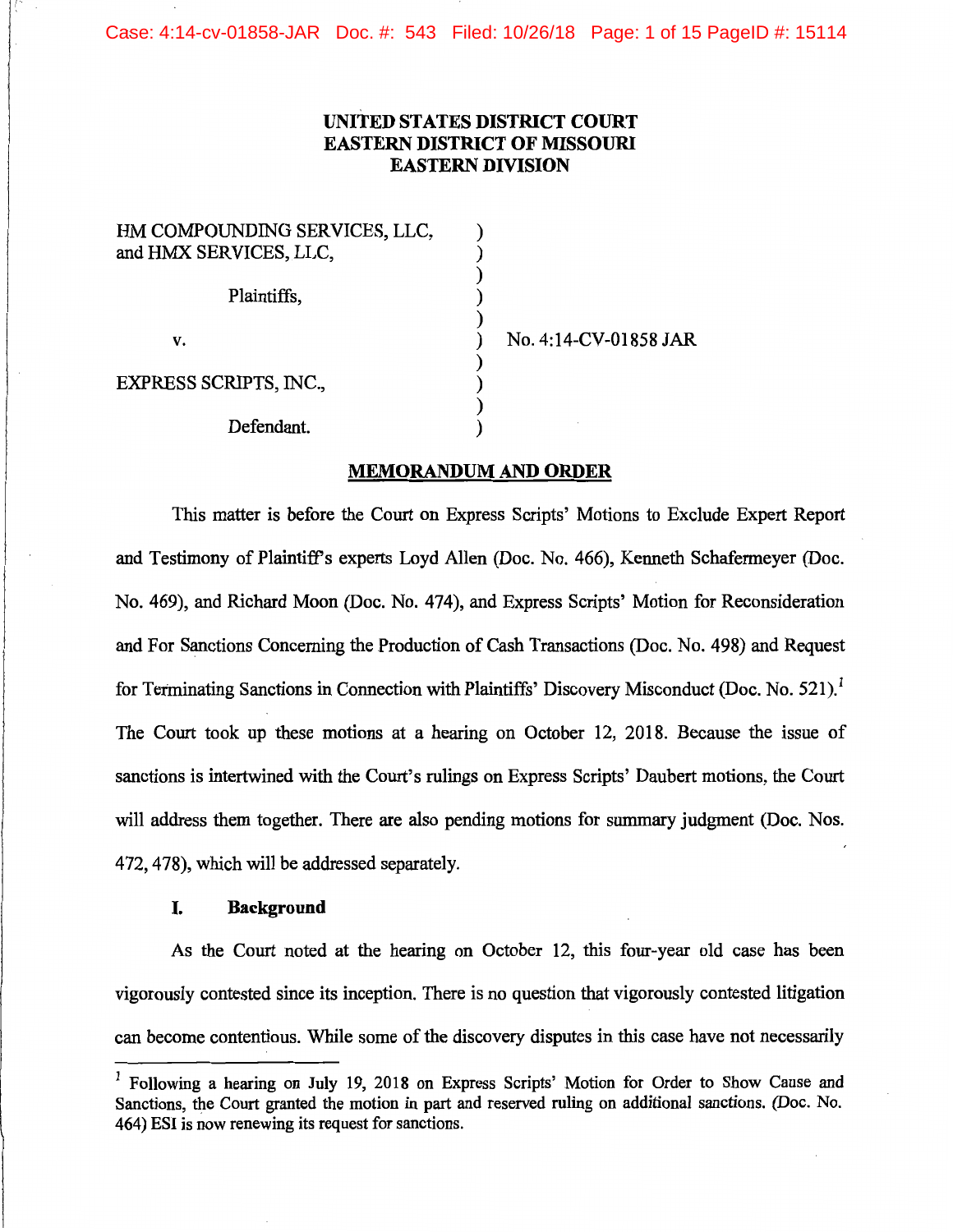**UNITED STATES DISTRICT COURT**
**EASTERN DISTRICT OF MISSOURI**
**EASTERN DIVISION**

HM COMPOUNDING SERVICES, LLC, and HMX SERVICES, LLC,

Plaintiffs,

v.

EXPRESS SCRIPTS, INC.,

Defendant.

No. 4:14-CV-01858 JAR

**MEMORANDUM AND ORDER**

This matter is before the Court on Express Scripts' Motions to Exclude Expert Report and Testimony of Plaintiff's experts Loyd Allen (Doc. No. 466), Kenneth Schafermeyer (Doc. No. 469), and Richard Moon (Doc. No. 474), and Express Scripts' Motion for Reconsideration and For Sanctions Concerning the Production of Cash Transactions (Doc. No. 498) and Request for Terminating Sanctions in Connection with Plaintiffs' Discovery Misconduct (Doc. No. 521).[1] The Court took up these motions at a hearing on October 12, 2018. Because the issue of sanctions is intertwined with the Court's rulings on Express Scripts' Daubert motions, the Court will address them together. There are also pending motions for summary judgment (Doc. Nos. 472, 478), which will be addressed separately.

**I. Background**

As the Court noted at the hearing on October 12, this four-year old case has been vigorously contested since its inception. There is no question that vigorously contested litigation can become contentious. While some of the discovery disputes in this case have not necessarily

[1] Following a hearing on July 19, 2018 on Express Scripts' Motion for Order to Show Cause and Sanctions, the Court granted the motion in part and reserved ruling on additional sanctions. (Doc. No. 464) ESI is now renewing its request for sanctions.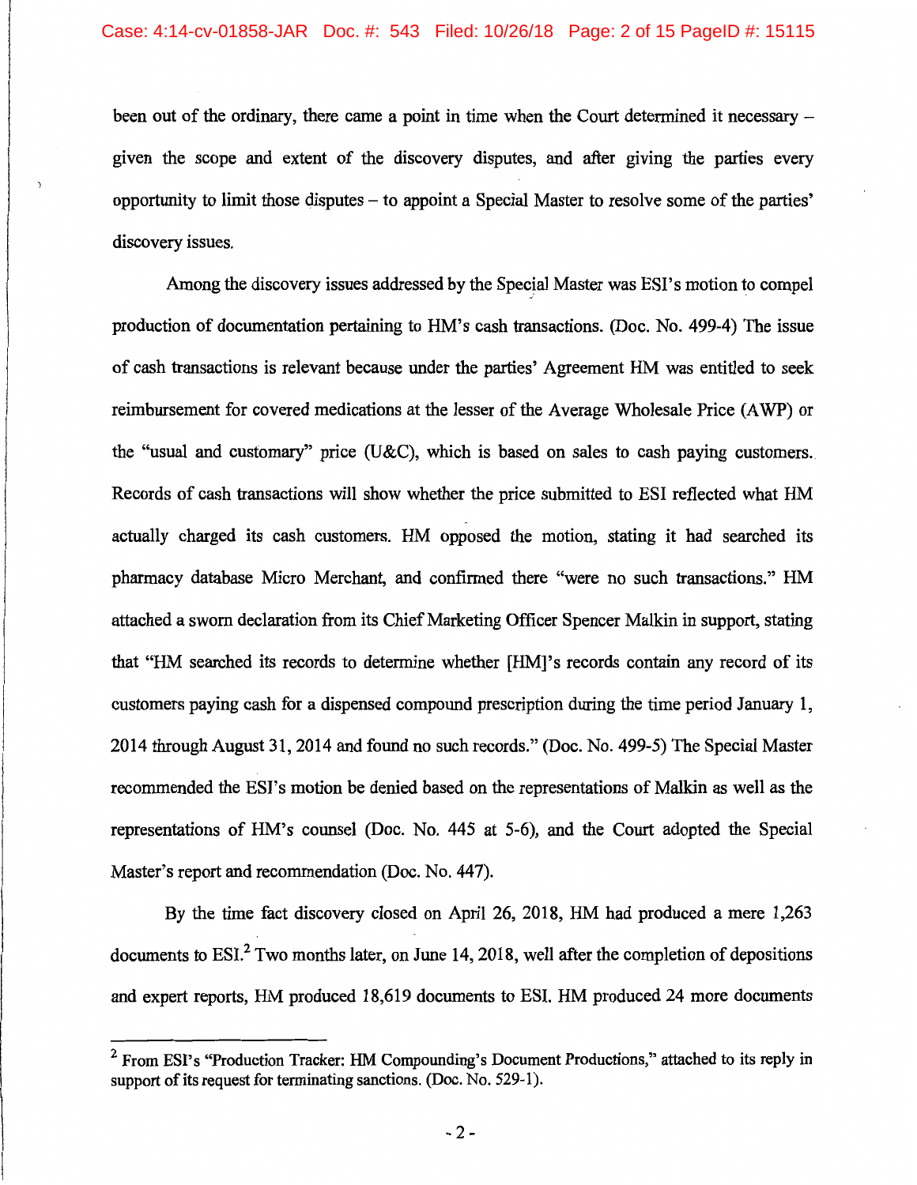been out of the ordinary, there came a point in time when the Court determined it necessary – given the scope and extent of the discovery disputes, and after giving the parties every opportunity to limit those disputes – to appoint a Special Master to resolve some of the parties' discovery issues.

Among the discovery issues addressed by the Special Master was ESI's motion to compel production of documentation pertaining to HM's cash transactions. (Doc. No. 499-4) The issue of cash transactions is relevant because under the parties' Agreement HM was entitled to seek reimbursement for covered medications at the lesser of the Average Wholesale Price (AWP) or the "usual and customary" price (U&C), which is based on sales to cash paying customers. Records of cash transactions will show whether the price submitted to ESI reflected what HM actually charged its cash customers. HM opposed the motion, stating it had searched its pharmacy database Micro Merchant, and confirmed there "were no such transactions." HM attached a sworn declaration from its Chief Marketing Officer Spencer Malkin in support, stating that "HM searched its records to determine whether [HM]'s records contain any record of its customers paying cash for a dispensed compound prescription during the time period January 1, 2014 through August 31, 2014 and found no such records." (Doc. No. 499-5) The Special Master recommended the ESI's motion be denied based on the representations of Malkin as well as the representations of HM's counsel (Doc. No. 445 at 5-6), and the Court adopted the Special Master's report and recommendation (Doc. No. 447).

By the time fact discovery closed on April 26, 2018, HM had produced a mere 1,263 documents to ESI.[2] Two months later, on June 14, 2018, well after the completion of depositions and expert reports, HM produced 18,619 documents to ESI. HM produced 24 more documents

---

[2] From ESI's "Production Tracker: HM Compounding's Document Productions," attached to its reply in support of its request for terminating sanctions. (Doc. No. 529-1).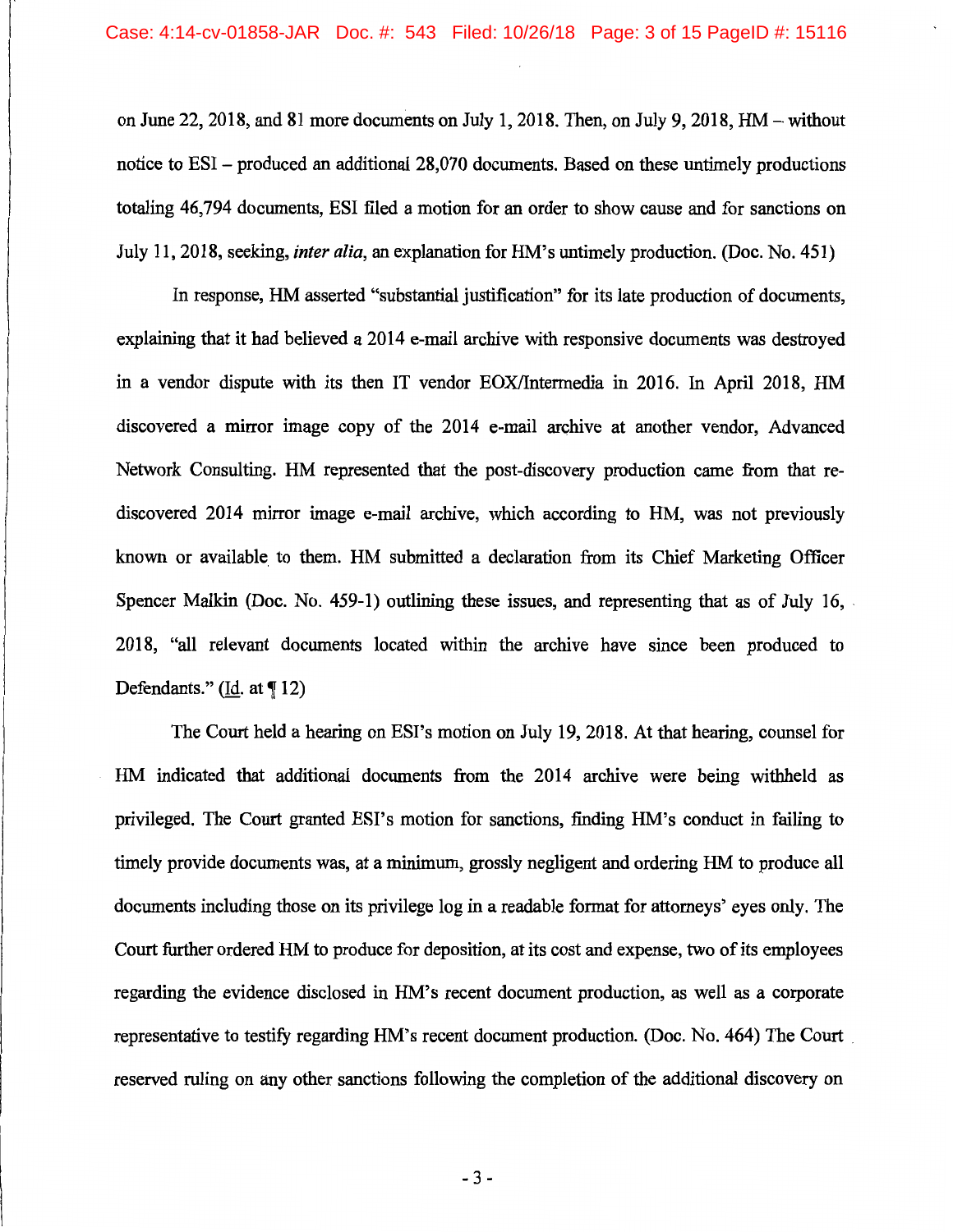on June 22, 2018, and 81 more documents on July 1, 2018. Then, on July 9, 2018, HM – without notice to ESI – produced an additional 28,070 documents. Based on these untimely productions totaling 46,794 documents, ESI filed a motion for an order to show cause and for sanctions on July 11, 2018, seeking, *inter alia*, an explanation for HM's untimely production. (Doc. No. 451)

In response, HM asserted "substantial justification" for its late production of documents, explaining that it had believed a 2014 e-mail archive with responsive documents was destroyed in a vendor dispute with its then IT vendor EOX/Intermedia in 2016. In April 2018, HM discovered a mirror image copy of the 2014 e-mail archive at another vendor, Advanced Network Consulting. HM represented that the post-discovery production came from that re-discovered 2014 mirror image e-mail archive, which according to HM, was not previously known or available to them. HM submitted a declaration from its Chief Marketing Officer Spencer Malkin (Doc. No. 459-1) outlining these issues, and representing that as of July 16, 2018, "all relevant documents located within the archive have since been produced to Defendants." (Id. at ¶ 12)

The Court held a hearing on ESI's motion on July 19, 2018. At that hearing, counsel for HM indicated that additional documents from the 2014 archive were being withheld as privileged. The Court granted ESI's motion for sanctions, finding HM's conduct in failing to timely provide documents was, at a minimum, grossly negligent and ordering HM to produce all documents including those on its privilege log in a readable format for attorneys' eyes only. The Court further ordered HM to produce for deposition, at its cost and expense, two of its employees regarding the evidence disclosed in HM's recent document production, as well as a corporate representative to testify regarding HM's recent document production. (Doc. No. 464) The Court reserved ruling on any other sanctions following the completion of the additional discovery on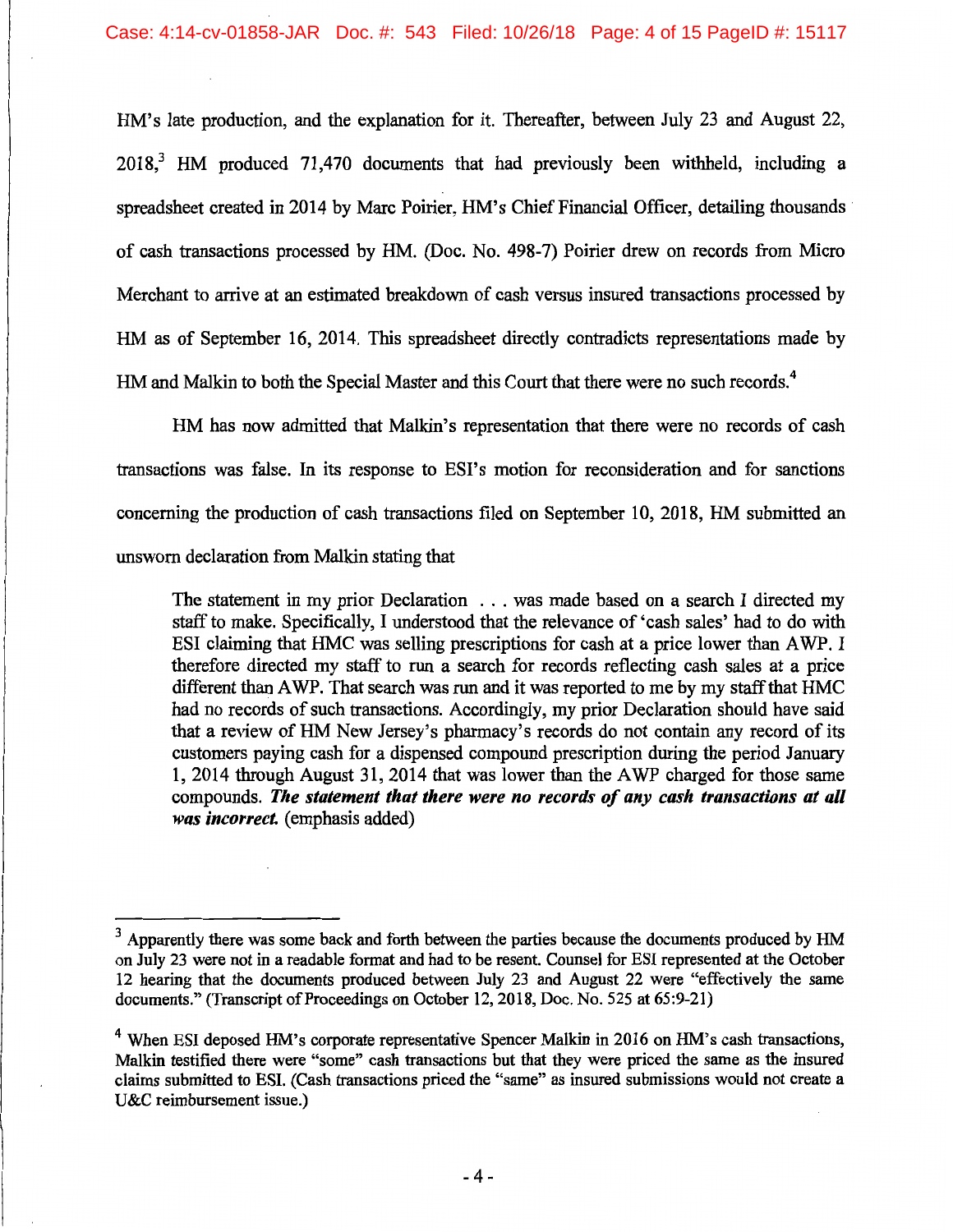HM's late production, and the explanation for it. Thereafter, between July 23 and August 22, 2018,[3] HM produced 71,470 documents that had previously been withheld, including a spreadsheet created in 2014 by Marc Poirier, HM's Chief Financial Officer, detailing thousands of cash transactions processed by HM. (Doc. No. 498-7) Poirier drew on records from Micro Merchant to arrive at an estimated breakdown of cash versus insured transactions processed by HM as of September 16, 2014. This spreadsheet directly contradicts representations made by HM and Malkin to both the Special Master and this Court that there were no such records.[4]

HM has now admitted that Malkin's representation that there were no records of cash transactions was false. In its response to ESI's motion for reconsideration and for sanctions concerning the production of cash transactions filed on September 10, 2018, HM submitted an unsworn declaration from Malkin stating that

> The statement in my prior Declaration . . . was made based on a search I directed my staff to make. Specifically, I understood that the relevance of 'cash sales' had to do with ESI claiming that HMC was selling prescriptions for cash at a price lower than AWP. I therefore directed my staff to run a search for records reflecting cash sales at a price different than AWP. That search was run and it was reported to me by my staff that HMC had no records of such transactions. Accordingly, my prior Declaration should have said that a review of HM New Jersey's pharmacy's records do not contain any record of its customers paying cash for a dispensed compound prescription during the period January 1, 2014 through August 31, 2014 that was lower than the AWP charged for those same compounds. ***The statement that there were no records of any cash transactions at all was incorrect.*** (emphasis added)

---

[3] Apparently there was some back and forth between the parties because the documents produced by HM on July 23 were not in a readable format and had to be resent. Counsel for ESI represented at the October 12 hearing that the documents produced between July 23 and August 22 were "effectively the same documents." (Transcript of Proceedings on October 12, 2018, Doc. No. 525 at 65:9-21)

[4] When ESI deposed HM's corporate representative Spencer Malkin in 2016 on HM's cash transactions, Malkin testified there were "some" cash transactions but that they were priced the same as the insured claims submitted to ESI. (Cash transactions priced the "same" as insured submissions would not create a U&C reimbursement issue.)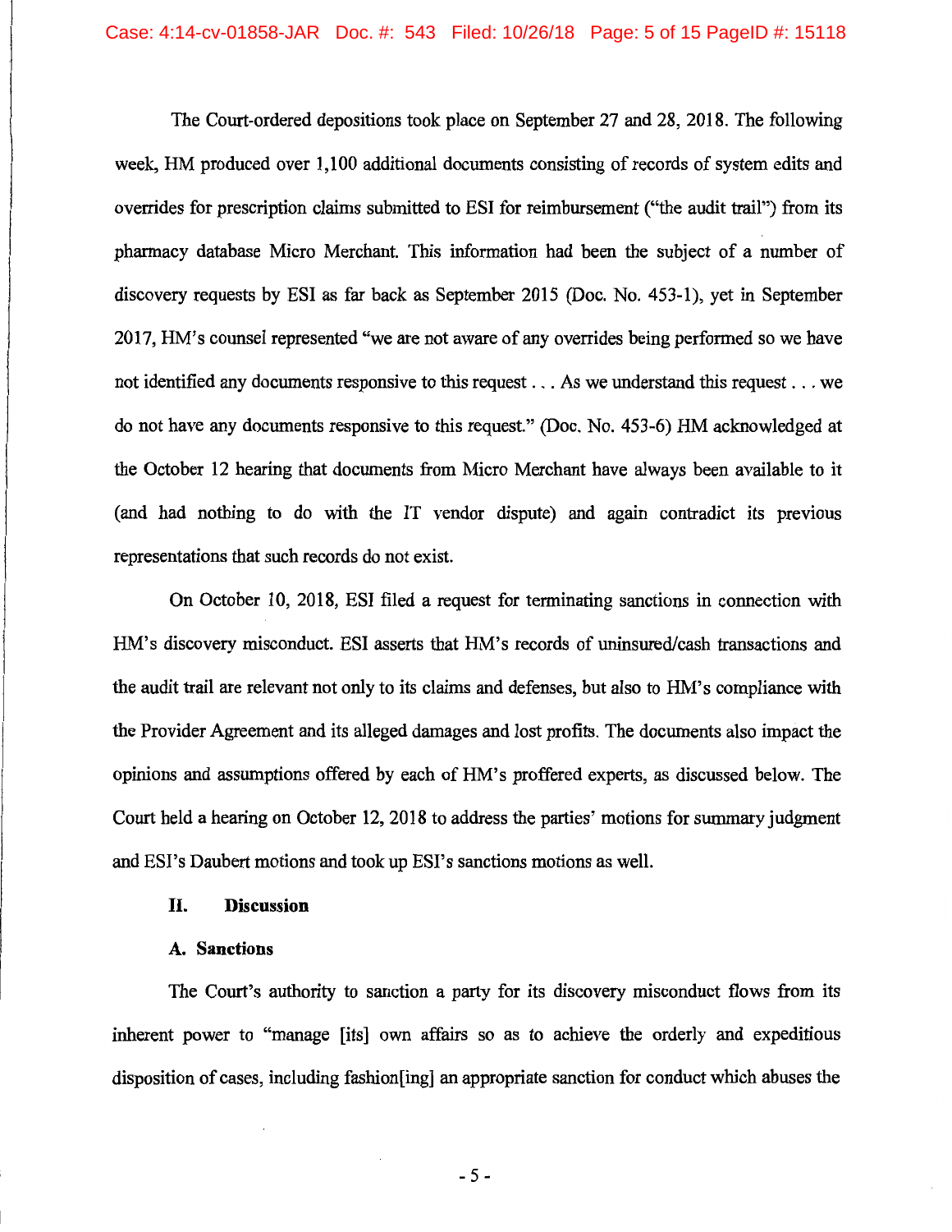The Court-ordered depositions took place on September 27 and 28, 2018. The following week, HM produced over 1,100 additional documents consisting of records of system edits and overrides for prescription claims submitted to ESI for reimbursement ("the audit trail") from its pharmacy database Micro Merchant. This information had been the subject of a number of discovery requests by ESI as far back as September 2015 (Doc. No. 453-1), yet in September 2017, HM's counsel represented "we are not aware of any overrides being performed so we have not identified any documents responsive to this request . . . As we understand this request . . . we do not have any documents responsive to this request." (Doc. No. 453-6) HM acknowledged at the October 12 hearing that documents from Micro Merchant have always been available to it (and had nothing to do with the IT vendor dispute) and again contradict its previous representations that such records do not exist.

On October 10, 2018, ESI filed a request for terminating sanctions in connection with HM's discovery misconduct. ESI asserts that HM's records of uninsured/cash transactions and the audit trail are relevant not only to its claims and defenses, but also to HM's compliance with the Provider Agreement and its alleged damages and lost profits. The documents also impact the opinions and assumptions offered by each of HM's proffered experts, as discussed below. The Court held a hearing on October 12, 2018 to address the parties' motions for summary judgment and ESI's Daubert motions and took up ESI's sanctions motions as well.

## II. Discussion

### A. Sanctions

The Court's authority to sanction a party for its discovery misconduct flows from its inherent power to "manage [its] own affairs so as to achieve the orderly and expeditious disposition of cases, including fashion[ing] an appropriate sanction for conduct which abuses the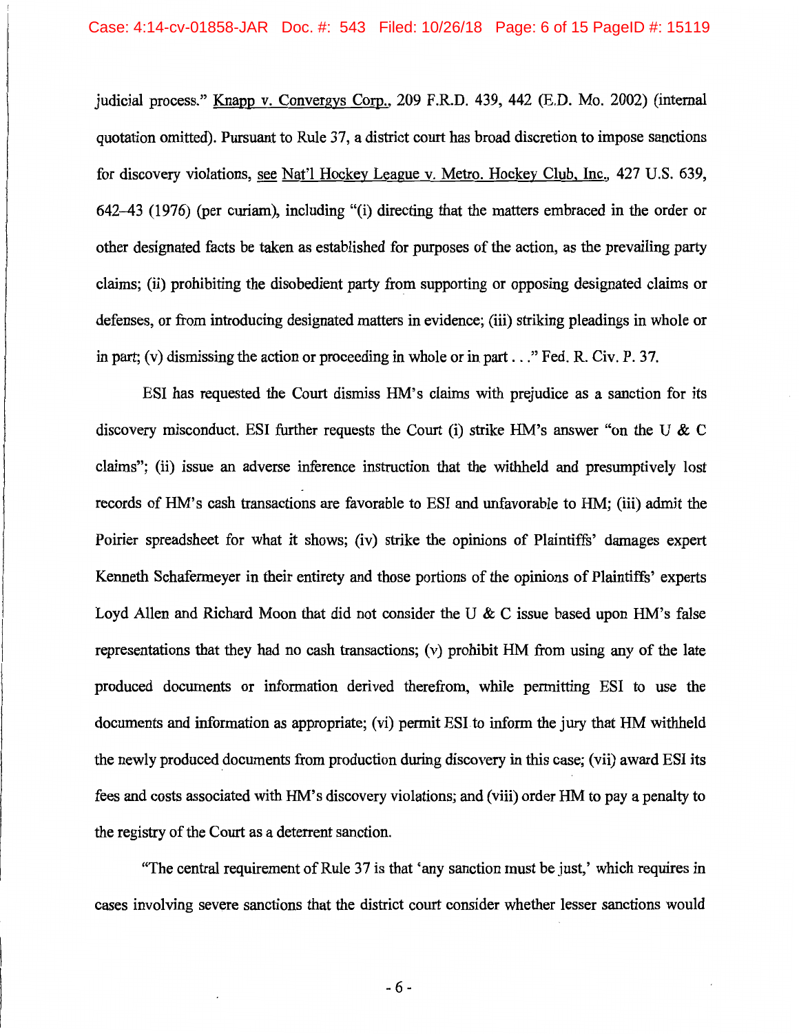judicial process." Knapp v. Convergys Corp., 209 F.R.D. 439, 442 (E.D. Mo. 2002) (internal quotation omitted). Pursuant to Rule 37, a district court has broad discretion to impose sanctions for discovery violations, see Nat'l Hockey League v. Metro. Hockey Club, Inc., 427 U.S. 639, 642–43 (1976) (per curiam), including "(i) directing that the matters embraced in the order or other designated facts be taken as established for purposes of the action, as the prevailing party claims; (ii) prohibiting the disobedient party from supporting or opposing designated claims or defenses, or from introducing designated matters in evidence; (iii) striking pleadings in whole or in part; (v) dismissing the action or proceeding in whole or in part . . ." Fed. R. Civ. P. 37.

ESI has requested the Court dismiss HM's claims with prejudice as a sanction for its discovery misconduct. ESI further requests the Court (i) strike HM's answer "on the U & C claims"; (ii) issue an adverse inference instruction that the withheld and presumptively lost records of HM's cash transactions are favorable to ESI and unfavorable to HM; (iii) admit the Poirier spreadsheet for what it shows; (iv) strike the opinions of Plaintiffs' damages expert Kenneth Schafermeyer in their entirety and those portions of the opinions of Plaintiffs' experts Loyd Allen and Richard Moon that did not consider the U & C issue based upon HM's false representations that they had no cash transactions; (v) prohibit HM from using any of the late produced documents or information derived therefrom, while permitting ESI to use the documents and information as appropriate; (vi) permit ESI to inform the jury that HM withheld the newly produced documents from production during discovery in this case; (vii) award ESI its fees and costs associated with HM's discovery violations; and (viii) order HM to pay a penalty to the registry of the Court as a deterrent sanction.

"The central requirement of Rule 37 is that 'any sanction must be just,' which requires in cases involving severe sanctions that the district court consider whether lesser sanctions would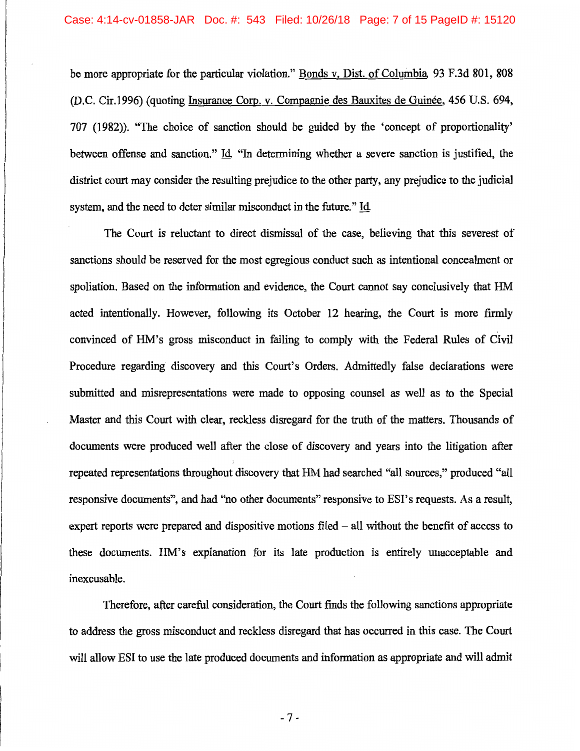be more appropriate for the particular violation." Bonds v. Dist. of Columbia, 93 F.3d 801, 808 (D.C. Cir.1996) (quoting Insurance Corp. v. Compagnie des Bauxites de Guinée, 456 U.S. 694, 707 (1982)). "The choice of sanction should be guided by the 'concept of proportionality' between offense and sanction." Id. "In determining whether a severe sanction is justified, the district court may consider the resulting prejudice to the other party, any prejudice to the judicial system, and the need to deter similar misconduct in the future." Id.

The Court is reluctant to direct dismissal of the case, believing that this severest of sanctions should be reserved for the most egregious conduct such as intentional concealment or spoliation. Based on the information and evidence, the Court cannot say conclusively that HM acted intentionally. However, following its October 12 hearing, the Court is more firmly convinced of HM's gross misconduct in failing to comply with the Federal Rules of Civil Procedure regarding discovery and this Court's Orders. Admittedly false declarations were submitted and misrepresentations were made to opposing counsel as well as to the Special Master and this Court with clear, reckless disregard for the truth of the matters. Thousands of documents were produced well after the close of discovery and years into the litigation after repeated representations throughout discovery that HM had searched "all sources," produced "all responsive documents", and had "no other documents" responsive to ESI's requests. As a result, expert reports were prepared and dispositive motions filed – all without the benefit of access to these documents. HM's explanation for its late production is entirely unacceptable and inexcusable.

Therefore, after careful consideration, the Court finds the following sanctions appropriate to address the gross misconduct and reckless disregard that has occurred in this case. The Court will allow ESI to use the late produced documents and information as appropriate and will admit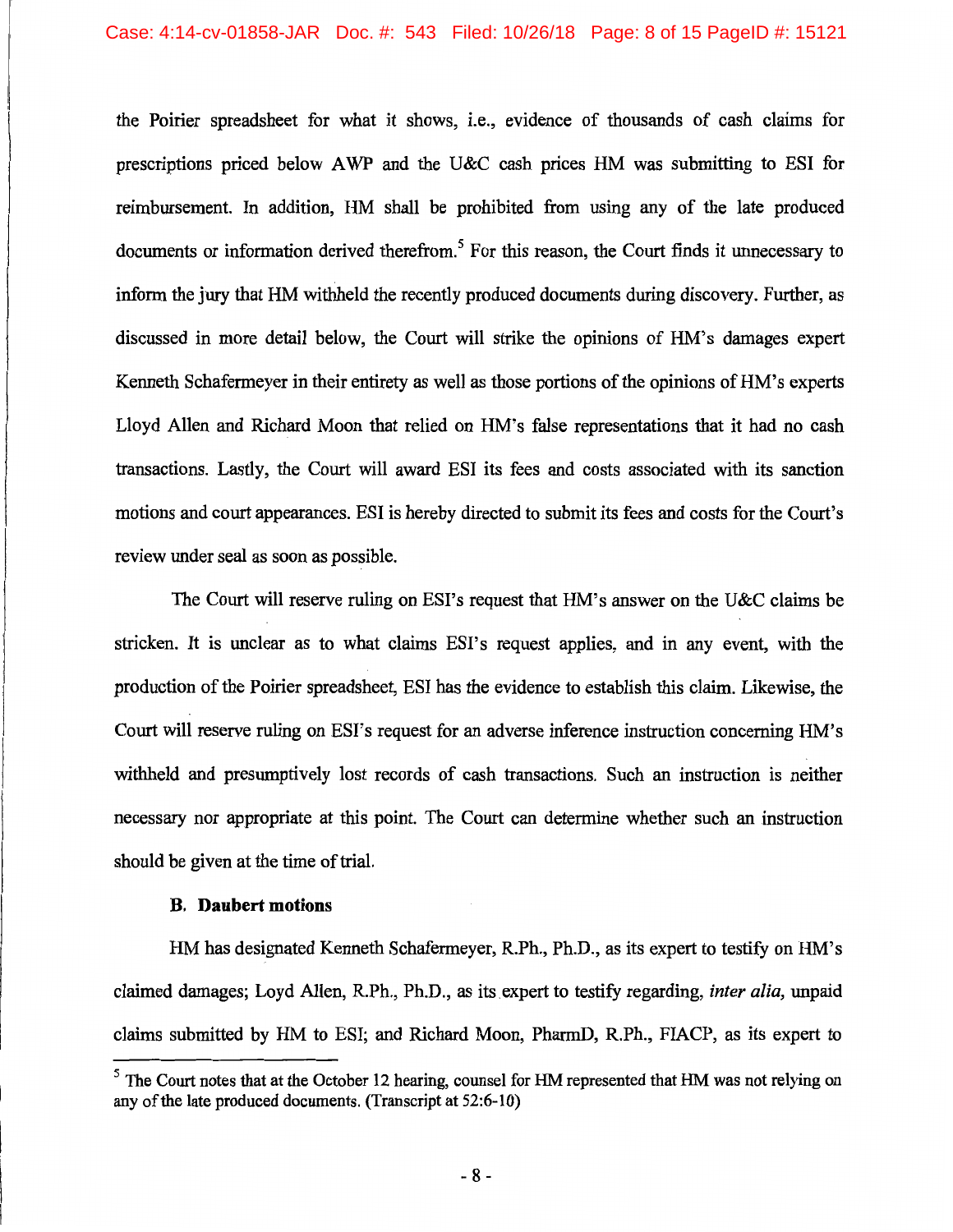the Poirier spreadsheet for what it shows, i.e., evidence of thousands of cash claims for prescriptions priced below AWP and the U&C cash prices HM was submitting to ESI for reimbursement. In addition, HM shall be prohibited from using any of the late produced documents or information derived therefrom.[5] For this reason, the Court finds it unnecessary to inform the jury that HM withheld the recently produced documents during discovery. Further, as discussed in more detail below, the Court will strike the opinions of HM's damages expert Kenneth Schafermeyer in their entirety as well as those portions of the opinions of HM's experts Lloyd Allen and Richard Moon that relied on HM's false representations that it had no cash transactions. Lastly, the Court will award ESI its fees and costs associated with its sanction motions and court appearances. ESI is hereby directed to submit its fees and costs for the Court's review under seal as soon as possible.

The Court will reserve ruling on ESI's request that HM's answer on the U&C claims be stricken. It is unclear as to what claims ESI's request applies, and in any event, with the production of the Poirier spreadsheet, ESI has the evidence to establish this claim. Likewise, the Court will reserve ruling on ESI's request for an adverse inference instruction concerning HM's withheld and presumptively lost records of cash transactions. Such an instruction is neither necessary nor appropriate at this point. The Court can determine whether such an instruction should be given at the time of trial.

**B. Daubert motions**

HM has designated Kenneth Schafermeyer, R.Ph., Ph.D., as its expert to testify on HM's claimed damages; Loyd Allen, R.Ph., Ph.D., as its expert to testify regarding, *inter alia,* unpaid claims submitted by HM to ESI; and Richard Moon, PharmD, R.Ph., FIACP, as its expert to

---

[5] The Court notes that at the October 12 hearing, counsel for HM represented that HM was not relying on any of the late produced documents. (Transcript at 52:6-10)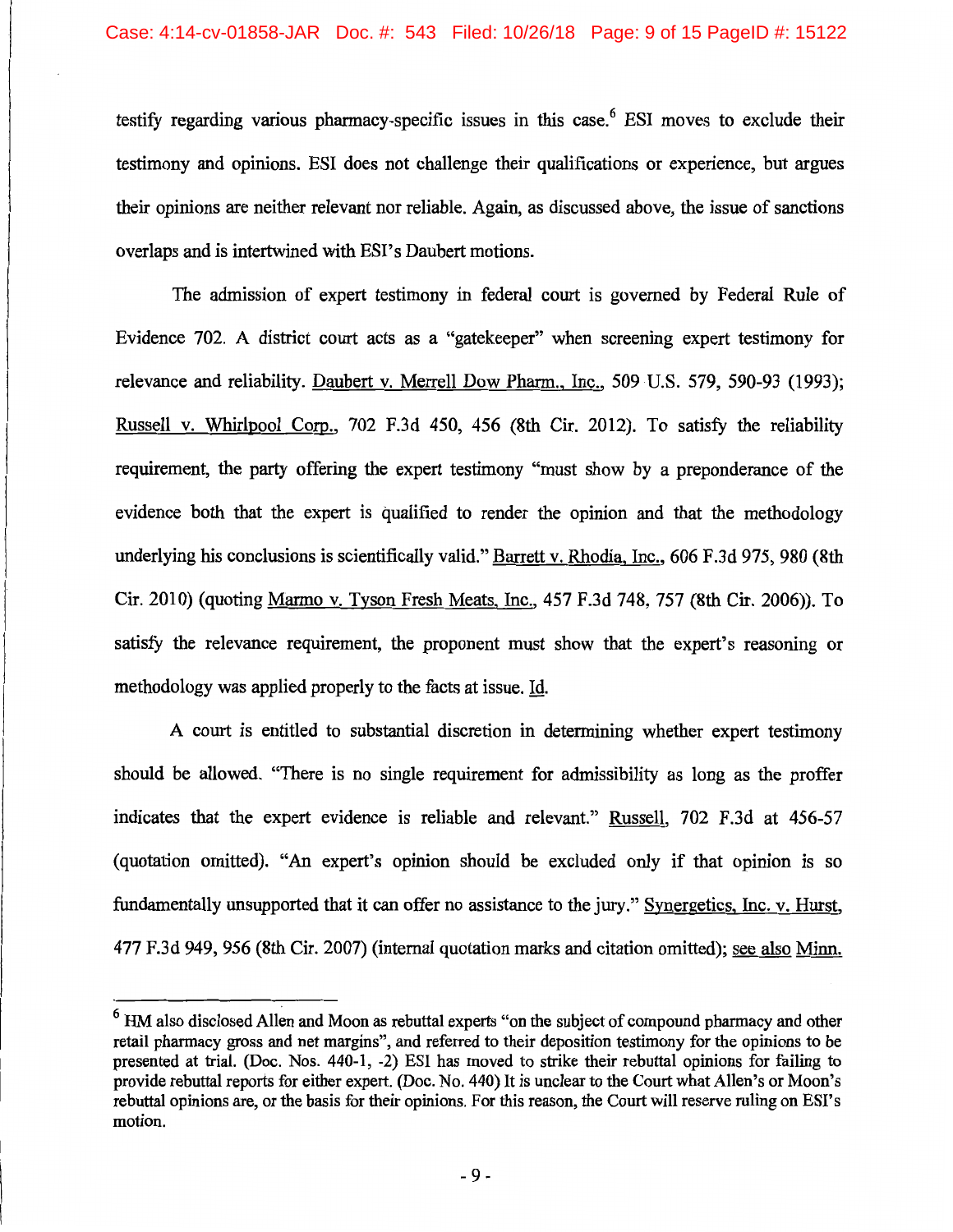testify regarding various pharmacy-specific issues in this case.[6] ESI moves to exclude their testimony and opinions. ESI does not challenge their qualifications or experience, but argues their opinions are neither relevant nor reliable. Again, as discussed above, the issue of sanctions overlaps and is intertwined with ESI's Daubert motions.

The admission of expert testimony in federal court is governed by Federal Rule of Evidence 702. A district court acts as a "gatekeeper" when screening expert testimony for relevance and reliability. Daubert v. Merrell Dow Pharm., Inc., 509 U.S. 579, 590-93 (1993); Russell v. Whirlpool Corp., 702 F.3d 450, 456 (8th Cir. 2012). To satisfy the reliability requirement, the party offering the expert testimony "must show by a preponderance of the evidence both that the expert is qualified to render the opinion and that the methodology underlying his conclusions is scientifically valid." Barrett v. Rhodia, Inc., 606 F.3d 975, 980 (8th Cir. 2010) (quoting Marmo v. Tyson Fresh Meats, Inc., 457 F.3d 748, 757 (8th Cir. 2006)). To satisfy the relevance requirement, the proponent must show that the expert's reasoning or methodology was applied properly to the facts at issue. Id.

A court is entitled to substantial discretion in determining whether expert testimony should be allowed. "There is no single requirement for admissibility as long as the proffer indicates that the expert evidence is reliable and relevant." Russell, 702 F.3d at 456-57 (quotation omitted). "An expert's opinion should be excluded only if that opinion is so fundamentally unsupported that it can offer no assistance to the jury." Synergetics, Inc. v. Hurst, 477 F.3d 949, 956 (8th Cir. 2007) (internal quotation marks and citation omitted); see also Minn.

---

[6] HM also disclosed Allen and Moon as rebuttal experts "on the subject of compound pharmacy and other retail pharmacy gross and net margins", and referred to their deposition testimony for the opinions to be presented at trial. (Doc. Nos. 440-1, -2) ESI has moved to strike their rebuttal opinions for failing to provide rebuttal reports for either expert. (Doc. No. 440) It is unclear to the Court what Allen's or Moon's rebuttal opinions are, or the basis for their opinions. For this reason, the Court will reserve ruling on ESI's motion.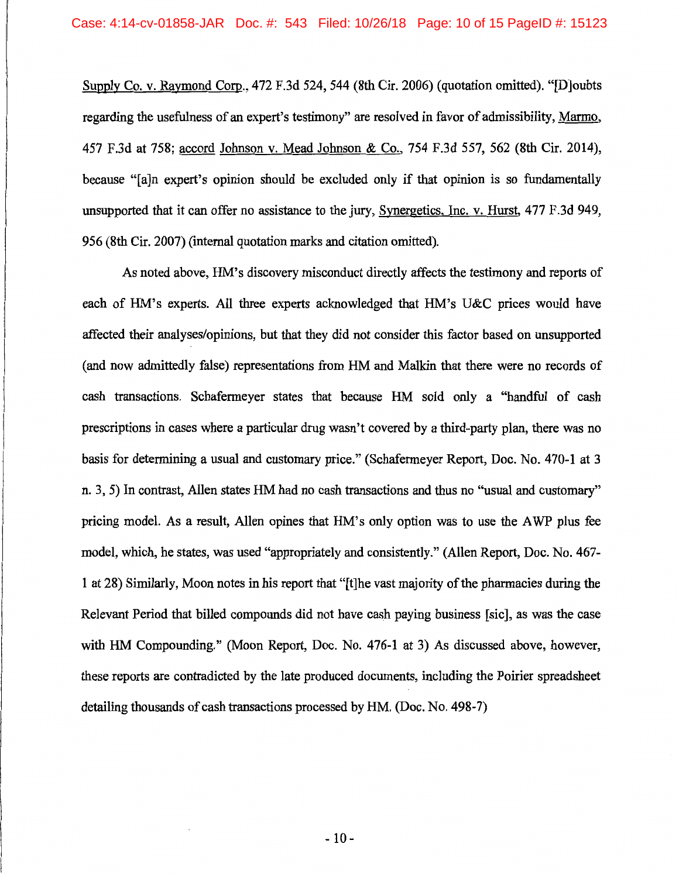Supply Co. v. Raymond Corp., 472 F.3d 524, 544 (8th Cir. 2006) (quotation omitted). "[D]oubts regarding the usefulness of an expert's testimony" are resolved in favor of admissibility, Marmo, 457 F.3d at 758; accord Johnson v. Mead Johnson & Co., 754 F.3d 557, 562 (8th Cir. 2014), because "[a]n expert's opinion should be excluded only if that opinion is so fundamentally unsupported that it can offer no assistance to the jury, Synergetics, Inc. v. Hurst, 477 F.3d 949, 956 (8th Cir. 2007) (internal quotation marks and citation omitted).

As noted above, HM's discovery misconduct directly affects the testimony and reports of each of HM's experts. All three experts acknowledged that HM's U&C prices would have affected their analyses/opinions, but that they did not consider this factor based on unsupported (and now admittedly false) representations from HM and Malkin that there were no records of cash transactions. Schafermeyer states that because HM sold only a "handful of cash prescriptions in cases where a particular drug wasn't covered by a third-party plan, there was no basis for determining a usual and customary price." (Schafermeyer Report, Doc. No. 470-1 at 3 n. 3, 5) In contrast, Allen states HM had no cash transactions and thus no "usual and customary" pricing model. As a result, Allen opines that HM's only option was to use the AWP plus fee model, which, he states, was used "appropriately and consistently." (Allen Report, Doc. No. 467-1 at 28) Similarly, Moon notes in his report that "[t]he vast majority of the pharmacies during the Relevant Period that billed compounds did not have cash paying business [sic], as was the case with HM Compounding." (Moon Report, Doc. No. 476-1 at 3) As discussed above, however, these reports are contradicted by the late produced documents, including the Poirier spreadsheet detailing thousands of cash transactions processed by HM. (Doc. No. 498-7)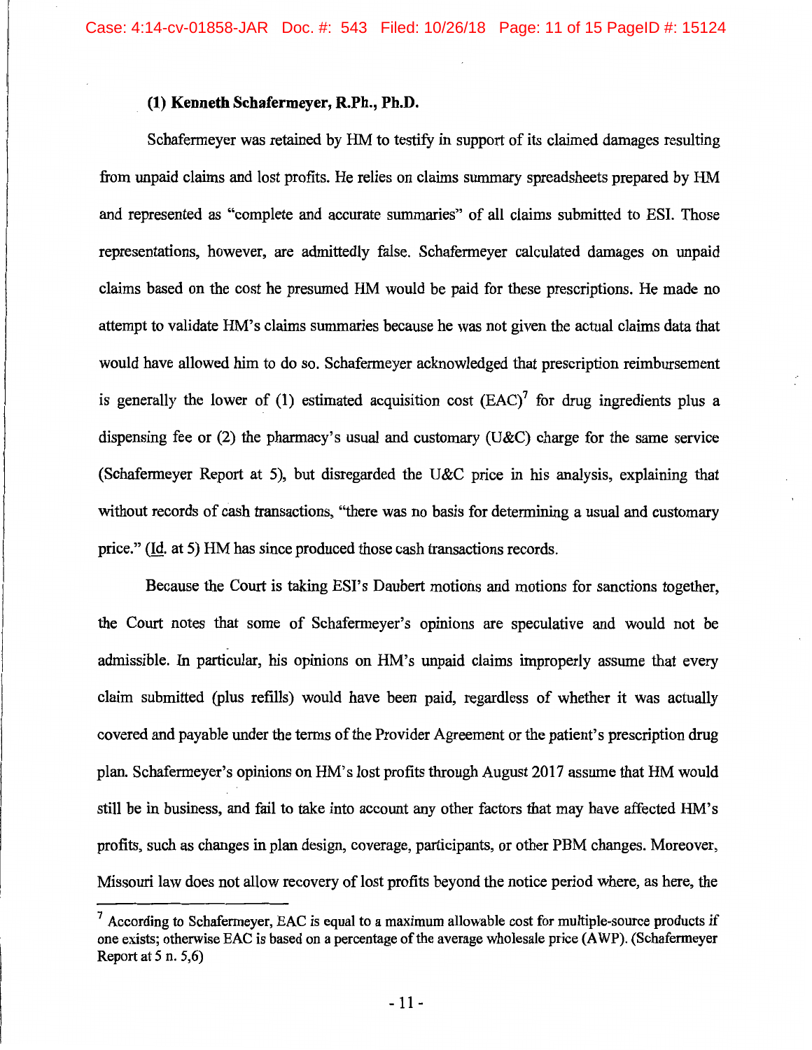**(1) Kenneth Schafermeyer, R.Ph., Ph.D.**

Schafermeyer was retained by HM to testify in support of its claimed damages resulting from unpaid claims and lost profits. He relies on claims summary spreadsheets prepared by HM and represented as "complete and accurate summaries" of all claims submitted to ESI. Those representations, however, are admittedly false. Schafermeyer calculated damages on unpaid claims based on the cost he presumed HM would be paid for these prescriptions. He made no attempt to validate HM's claims summaries because he was not given the actual claims data that would have allowed him to do so. Schafermeyer acknowledged that prescription reimbursement is generally the lower of (1) estimated acquisition cost (EAC)[7] for drug ingredients plus a dispensing fee or (2) the pharmacy's usual and customary (U&C) charge for the same service (Schafermeyer Report at 5), but disregarded the U&C price in his analysis, explaining that without records of cash transactions, "there was no basis for determining a usual and customary price." (Id. at 5) HM has since produced those cash transactions records.

Because the Court is taking ESI's Daubert motions and motions for sanctions together, the Court notes that some of Schafermeyer's opinions are speculative and would not be admissible. In particular, his opinions on HM's unpaid claims improperly assume that every claim submitted (plus refills) would have been paid, regardless of whether it was actually covered and payable under the terms of the Provider Agreement or the patient's prescription drug plan. Schafermeyer's opinions on HM's lost profits through August 2017 assume that HM would still be in business, and fail to take into account any other factors that may have affected HM's profits, such as changes in plan design, coverage, participants, or other PBM changes. Moreover, Missouri law does not allow recovery of lost profits beyond the notice period where, as here, the

---

[7] According to Schafermeyer, EAC is equal to a maximum allowable cost for multiple-source products if one exists; otherwise EAC is based on a percentage of the average wholesale price (AWP). (Schafermeyer Report at 5 n. 5,6)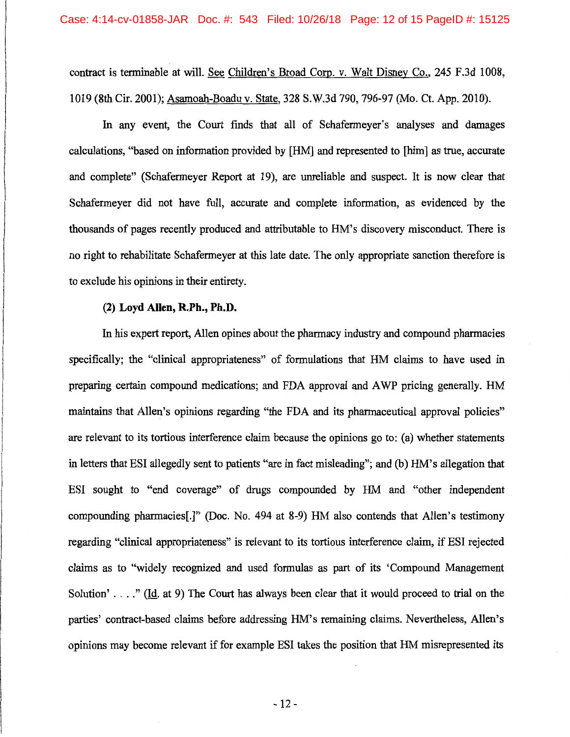contract is terminable at will. See Children's Broad Corp. v. Walt Disney Co., 245 F.3d 1008, 1019 (8th Cir. 2001); Asamoah-Boadu v. State, 328 S.W.3d 790, 796-97 (Mo. Ct. App. 2010).

In any event, the Court finds that all of Schafermeyer's analyses and damages calculations, "based on information provided by [HM] and represented to [him] as true, accurate and complete" (Schafermeyer Report at 19), are unreliable and suspect. It is now clear that Schafermeyer did not have full, accurate and complete information, as evidenced by the thousands of pages recently produced and attributable to HM's discovery misconduct. There is no right to rehabilitate Schafermeyer at this late date. The only appropriate sanction therefore is to exclude his opinions in their entirety.

**(2) Loyd Allen, R.Ph., Ph.D.**

In his expert report, Allen opines about the pharmacy industry and compound pharmacies specifically; the "clinical appropriateness" of formulations that HM claims to have used in preparing certain compound medications; and FDA approval and AWP pricing generally. HM maintains that Allen's opinions regarding "the FDA and its pharmaceutical approval policies" are relevant to its tortious interference claim because the opinions go to: (a) whether statements in letters that ESI allegedly sent to patients "are in fact misleading"; and (b) HM's allegation that ESI sought to "end coverage" of drugs compounded by HM and "other independent compounding pharmacies[.]" (Doc. No. 494 at 8-9) HM also contends that Allen's testimony regarding "clinical appropriateness" is relevant to its tortious interference claim, if ESI rejected claims as to "widely recognized and used formulas as part of its 'Compound Management Solution' . . . ." (Id. at 9) The Court has always been clear that it would proceed to trial on the parties' contract-based claims before addressing HM's remaining claims. Nevertheless, Allen's opinions may become relevant if for example ESI takes the position that HM misrepresented its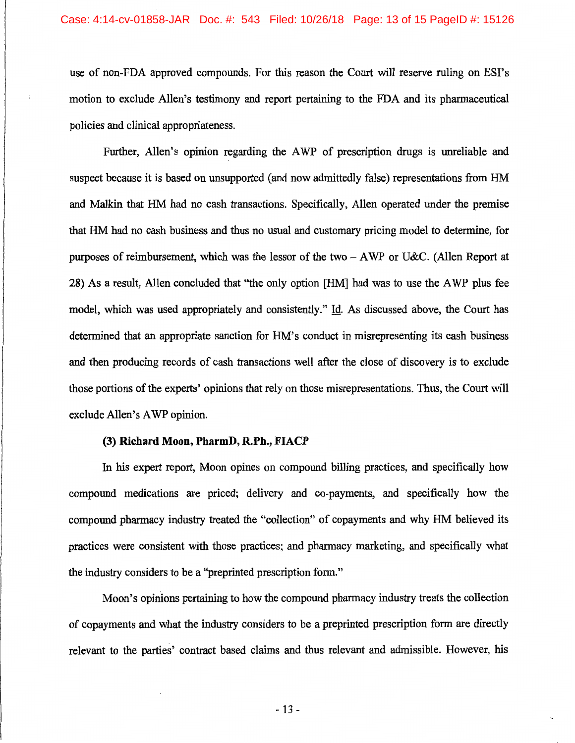use of non-FDA approved compounds. For this reason the Court will reserve ruling on ESI's motion to exclude Allen's testimony and report pertaining to the FDA and its pharmaceutical policies and clinical appropriateness.

Further, Allen's opinion regarding the AWP of prescription drugs is unreliable and suspect because it is based on unsupported (and now admittedly false) representations from HM and Malkin that HM had no cash transactions. Specifically, Allen operated under the premise that HM had no cash business and thus no usual and customary pricing model to determine, for purposes of reimbursement, which was the lessor of the two – AWP or U&C. (Allen Report at 28) As a result, Allen concluded that "the only option [HM] had was to use the AWP plus fee model, which was used appropriately and consistently." Id. As discussed above, the Court has determined that an appropriate sanction for HM's conduct in misrepresenting its cash business and then producing records of cash transactions well after the close of discovery is to exclude those portions of the experts' opinions that rely on those misrepresentations. Thus, the Court will exclude Allen's AWP opinion.

**(3) Richard Moon, PharmD, R.Ph., FIACP**

In his expert report, Moon opines on compound billing practices, and specifically how compound medications are priced; delivery and co-payments, and specifically how the compound pharmacy industry treated the "collection" of copayments and why HM believed its practices were consistent with those practices; and pharmacy marketing, and specifically what the industry considers to be a "preprinted prescription form."

Moon's opinions pertaining to how the compound pharmacy industry treats the collection of copayments and what the industry considers to be a preprinted prescription form are directly relevant to the parties' contract based claims and thus relevant and admissible. However, his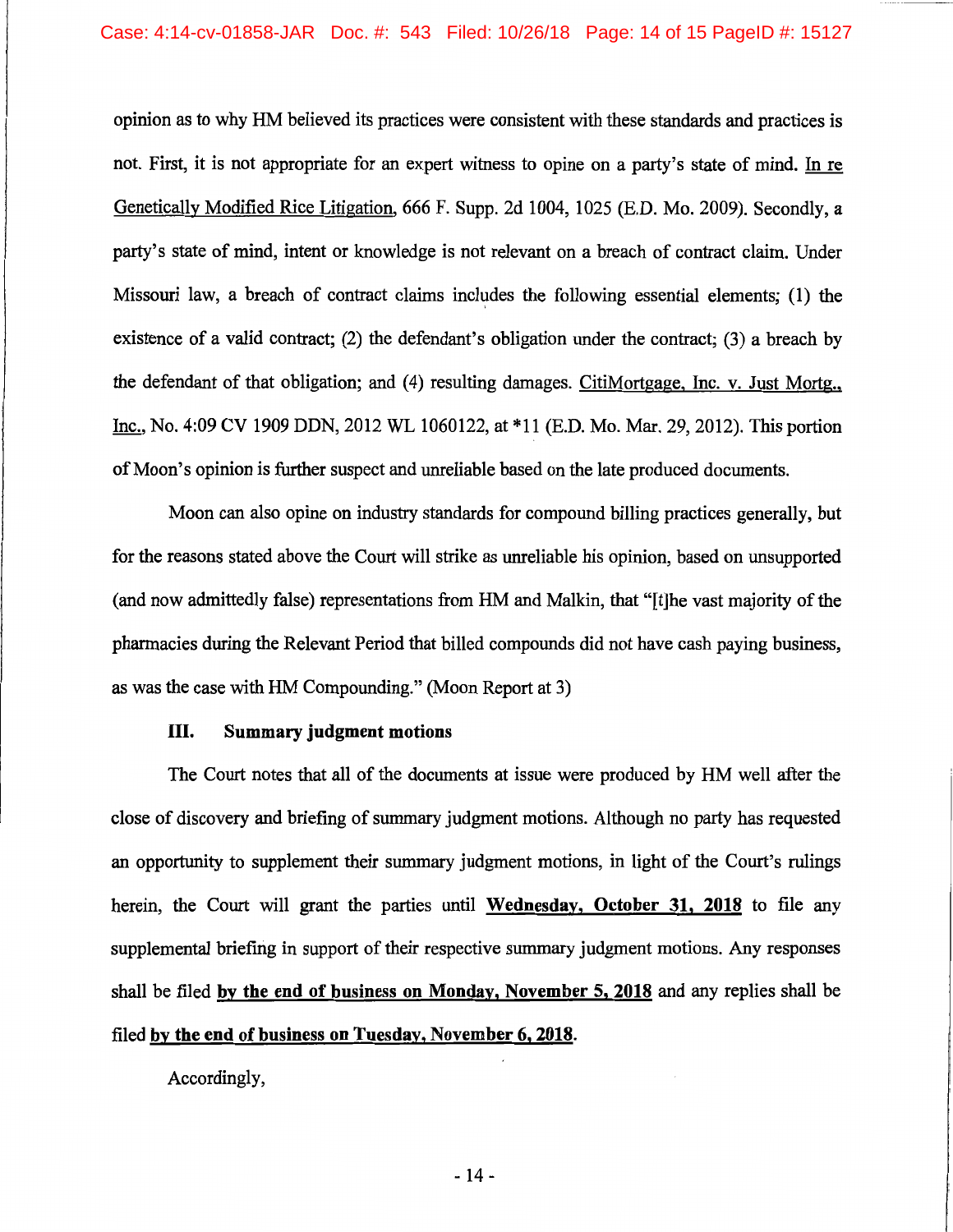opinion as to why HM believed its practices were consistent with these standards and practices is not. First, it is not appropriate for an expert witness to opine on a party's state of mind. In re Genetically Modified Rice Litigation, 666 F. Supp. 2d 1004, 1025 (E.D. Mo. 2009). Secondly, a party's state of mind, intent or knowledge is not relevant on a breach of contract claim. Under Missouri law, a breach of contract claims includes the following essential elements; (1) the existence of a valid contract; (2) the defendant's obligation under the contract; (3) a breach by the defendant of that obligation; and (4) resulting damages. CitiMortgage, Inc. v. Just Mortg., Inc., No. 4:09 CV 1909 DDN, 2012 WL 1060122, at *11 (E.D. Mo. Mar. 29, 2012). This portion of Moon's opinion is further suspect and unreliable based on the late produced documents.

Moon can also opine on industry standards for compound billing practices generally, but for the reasons stated above the Court will strike as unreliable his opinion, based on unsupported (and now admittedly false) representations from HM and Malkin, that "[t]he vast majority of the pharmacies during the Relevant Period that billed compounds did not have cash paying business, as was the case with HM Compounding." (Moon Report at 3)

### III. Summary judgment motions

The Court notes that all of the documents at issue were produced by HM well after the close of discovery and briefing of summary judgment motions. Although no party has requested an opportunity to supplement their summary judgment motions, in light of the Court's rulings herein, the Court will grant the parties until **Wednesday, October 31, 2018** to file any supplemental briefing in support of their respective summary judgment motions. Any responses shall be filed **by the end of business on Monday, November 5, 2018** and any replies shall be filed **by the end of business on Tuesday, November 6, 2018**.

Accordingly,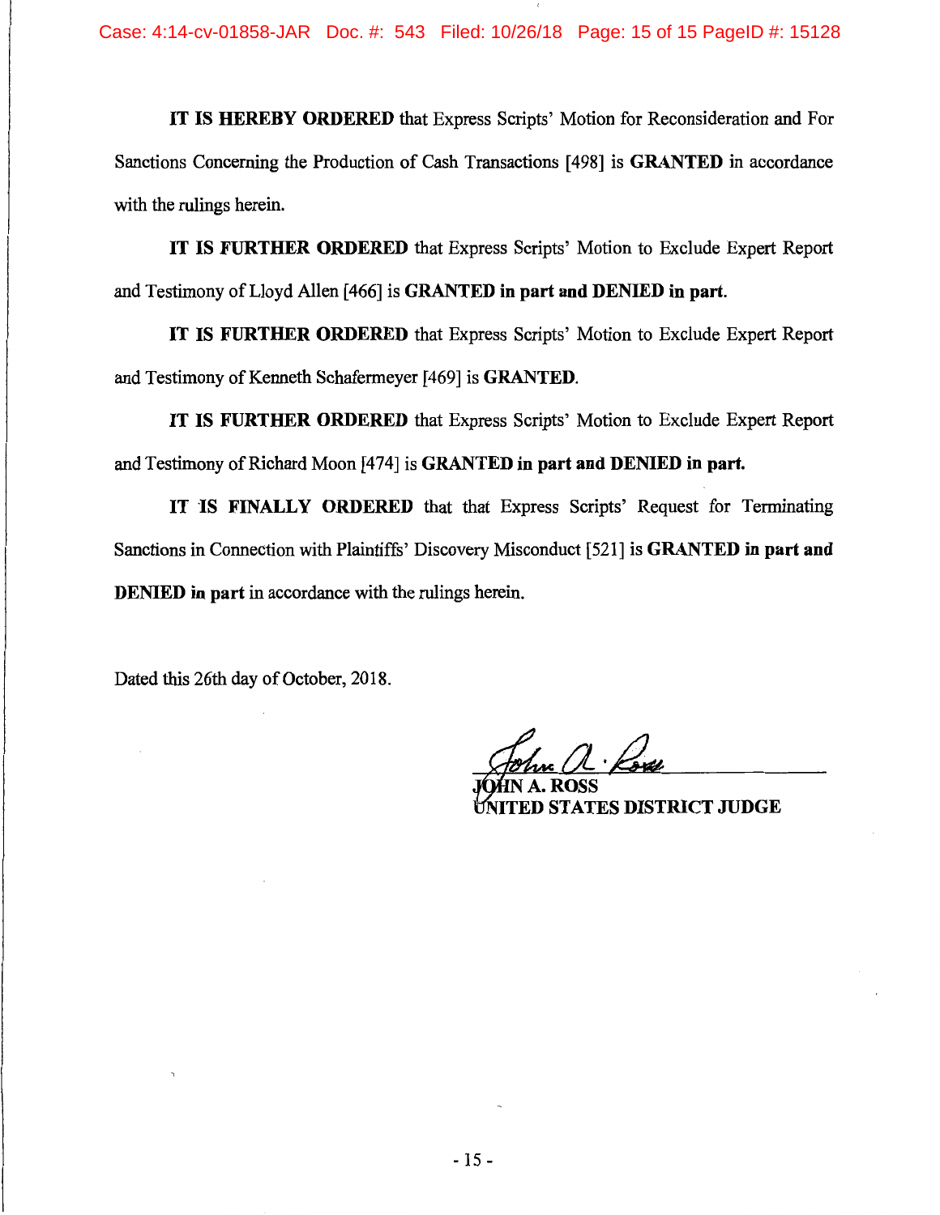**IT IS HEREBY ORDERED** that Express Scripts' Motion for Reconsideration and For Sanctions Concerning the Production of Cash Transactions [498] is **GRANTED** in accordance with the rulings herein.

**IT IS FURTHER ORDERED** that Express Scripts' Motion to Exclude Expert Report and Testimony of Lloyd Allen [466] is **GRANTED in part and DENIED in part.**

**IT IS FURTHER ORDERED** that Express Scripts' Motion to Exclude Expert Report and Testimony of Kenneth Schafermeyer [469] is **GRANTED.**

**IT IS FURTHER ORDERED** that Express Scripts' Motion to Exclude Expert Report and Testimony of Richard Moon [474] is **GRANTED in part and DENIED in part.**

**IT IS FINALLY ORDERED** that that Express Scripts' Request for Terminating Sanctions in Connection with Plaintiffs' Discovery Misconduct [521] is **GRANTED in part and DENIED in part** in accordance with the rulings herein.

Dated this 26th day of October, 2018.

**JOHN A. ROSS**
**UNITED STATES DISTRICT JUDGE**